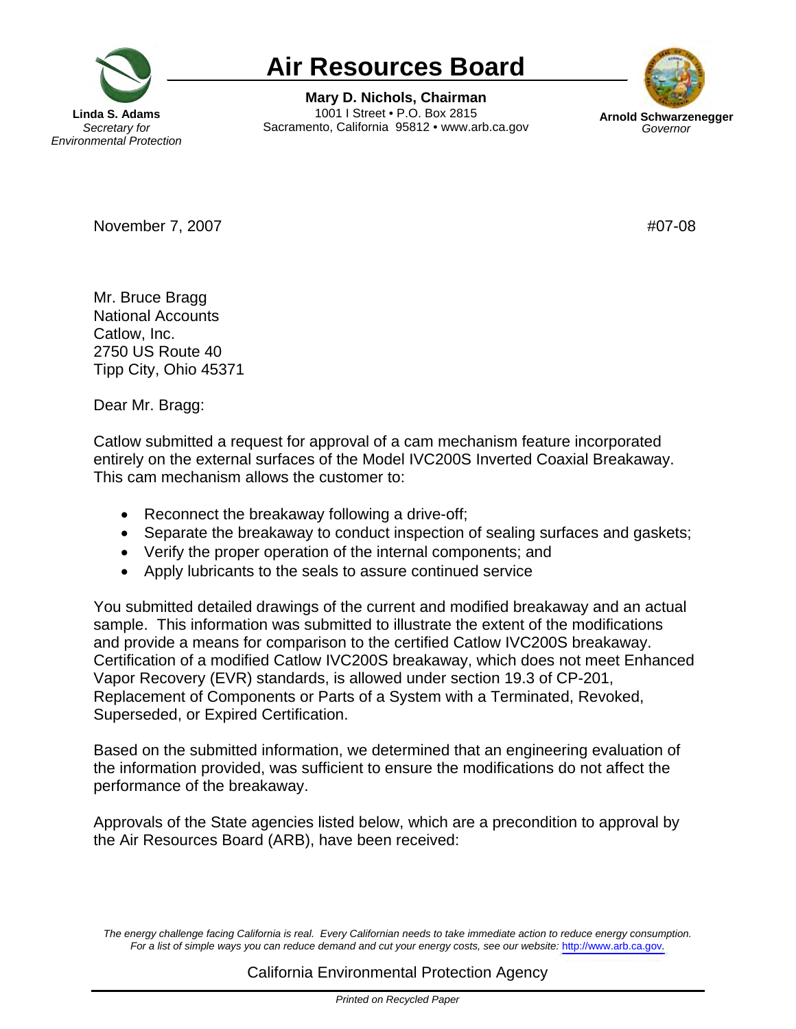# Air Resources Board

**Linda S. Adams**
*Secretary for Environmental Protection*

**Mary D. Nichols, Chairman**
1001 I Street • P.O. Box 2815
Sacramento, California 95812 • www.arb.ca.gov

**Arnold Schwarzenegger**
*Governor*

November 7, 2007 #07-08

Mr. Bruce Bragg
National Accounts
Catlow, Inc.
2750 US Route 40
Tipp City, Ohio 45371

Dear Mr. Bragg:

Catlow submitted a request for approval of a cam mechanism feature incorporated entirely on the external surfaces of the Model IVC200S Inverted Coaxial Breakaway. This cam mechanism allows the customer to:

- Reconnect the breakaway following a drive-off;
- Separate the breakaway to conduct inspection of sealing surfaces and gaskets;
- Verify the proper operation of the internal components; and
- Apply lubricants to the seals to assure continued service

You submitted detailed drawings of the current and modified breakaway and an actual sample. This information was submitted to illustrate the extent of the modifications and provide a means for comparison to the certified Catlow IVC200S breakaway. Certification of a modified Catlow IVC200S breakaway, which does not meet Enhanced Vapor Recovery (EVR) standards, is allowed under section 19.3 of CP-201, Replacement of Components or Parts of a System with a Terminated, Revoked, Superseded, or Expired Certification.

Based on the submitted information, we determined that an engineering evaluation of the information provided, was sufficient to ensure the modifications do not affect the performance of the breakaway.

Approvals of the State agencies listed below, which are a precondition to approval by the Air Resources Board (ARB), have been received:

*The energy challenge facing California is real. Every Californian needs to take immediate action to reduce energy consumption. For a list of simple ways you can reduce demand and cut your energy costs, see our website: http://www.arb.ca.gov.*

California Environmental Protection Agency

*Printed on Recycled Paper*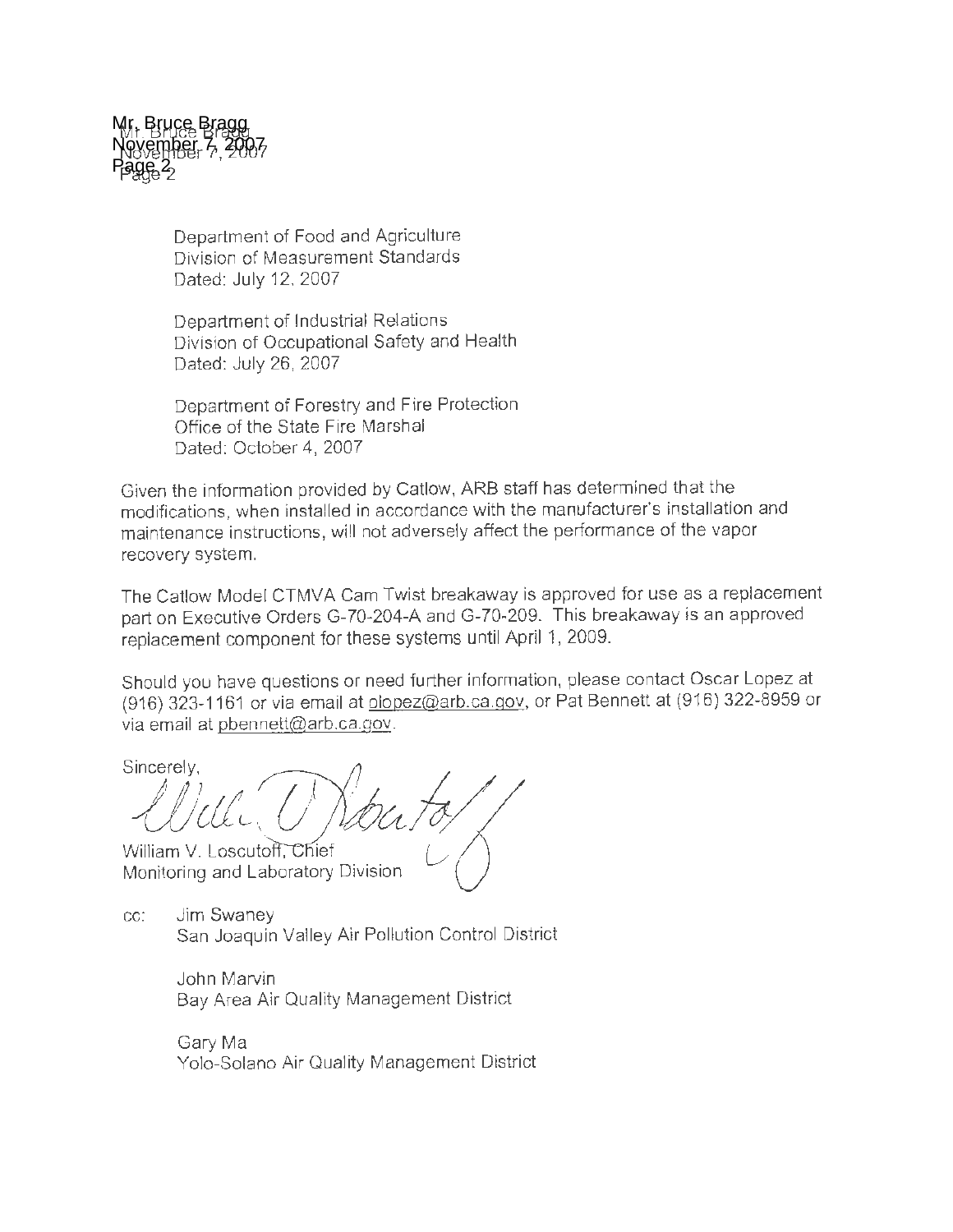Department of Food and Agriculture
Division of Measurement Standards
Dated: July 12, 2007

Department of Industrial Relations
Division of Occupational Safety and Health
Dated: July 26, 2007

Department of Forestry and Fire Protection
Office of the State Fire Marshal
Dated: October 4, 2007

Given the information provided by Catlow, ARB staff has determined that the modifications, when installed in accordance with the manufacturer's installation and maintenance instructions, will not adversely affect the performance of the vapor recovery system.

The Catlow Model CTMVA Cam Twist breakaway is approved for use as a replacement part on Executive Orders G-70-204-A and G-70-209. This breakaway is an approved replacement component for these systems until April 1, 2009.

Should you have questions or need further information, please contact Oscar Lopez at (916) 323-1161 or via email at olopez@arb.ca.gov, or Pat Bennett at (916) 322-8959 or via email at pbennett@arb.ca.gov.

Sincerely,

William V. Loscutoff, Chief
Monitoring and Laboratory Division

cc: Jim Swaney
San Joaquin Valley Air Pollution Control District

John Marvin
Bay Area Air Quality Management District

Gary Ma
Yolo-Solano Air Quality Management District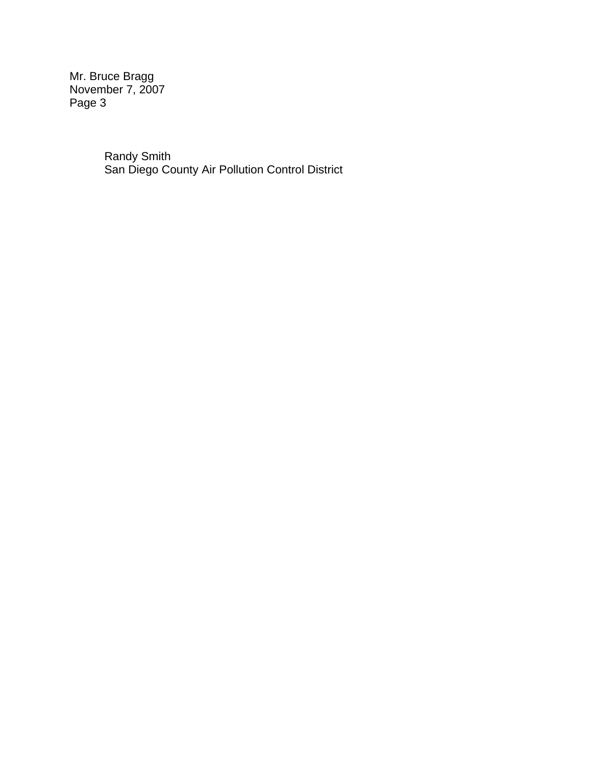Randy Smith
San Diego County Air Pollution Control District